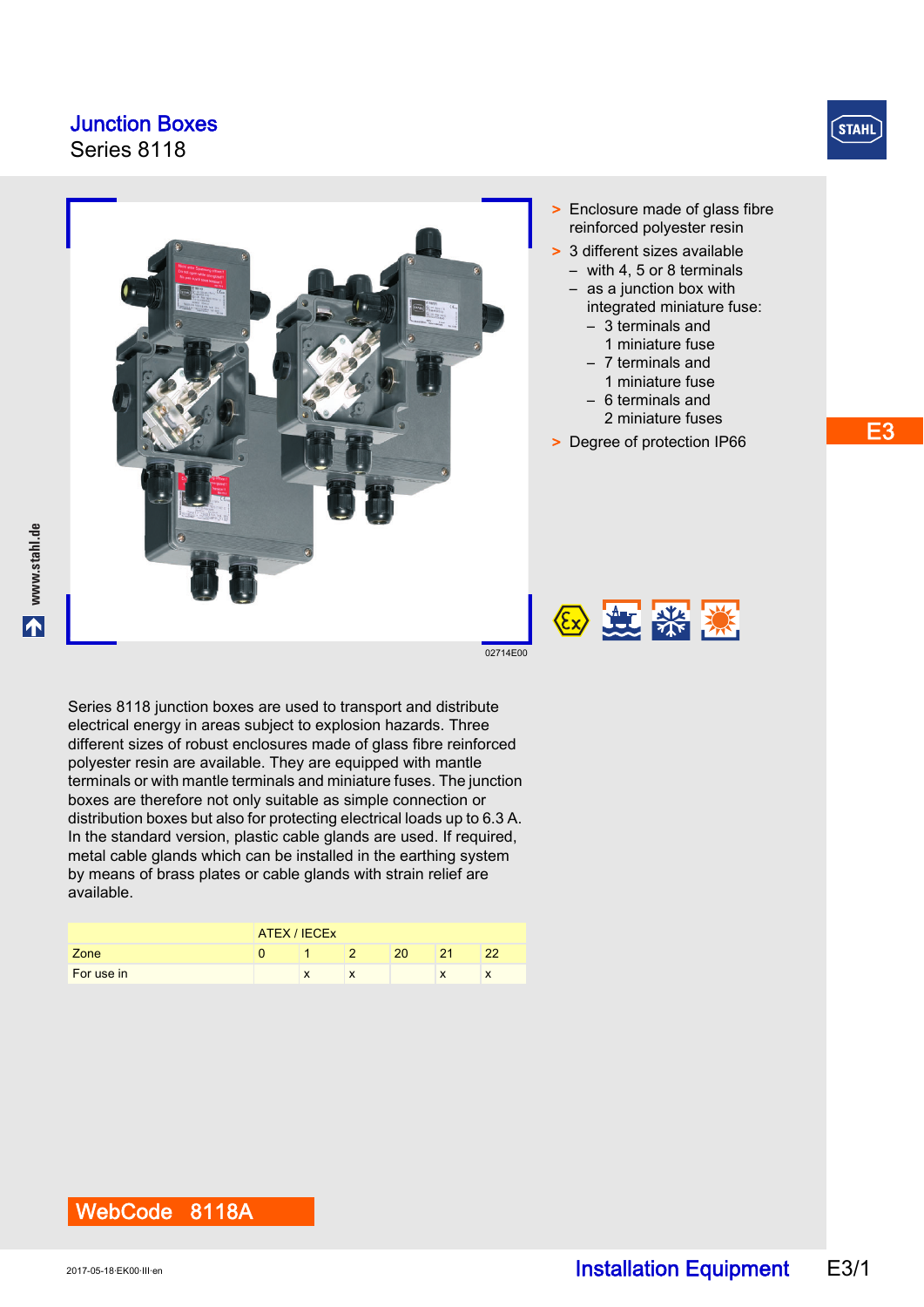# Junction Boxes
Series 8118

02714E00

> Enclosure made of glass fibre reinforced polyester resin
> 3 different sizes available
  - with 4, 5 or 8 terminals
  - as a junction box with integrated miniature fuse:
    - 3 terminals and 1 miniature fuse
    - 7 terminals and 1 miniature fuse
    - 6 terminals and 2 miniature fuses
> Degree of protection IP66

Series 8118 junction boxes are used to transport and distribute electrical energy in areas subject to explosion hazards. Three different sizes of robust enclosures made of glass fibre reinforced polyester resin are available. They are equipped with mantle terminals or with mantle terminals and miniature fuses. The junction boxes are therefore not only suitable as simple connection or distribution boxes but also for protecting electrical loads up to 6.3 A. In the standard version, plastic cable glands are used. If required, metal cable glands which can be installed in the earthing system by means of brass plates or cable glands with strain relief are available.

| | ATEX / IECEx | | | | | |
|---|---|---|---|---|---|---|
| Zone | 0 | 1 | 2 | 20 | 21 | 22 |
| For use in | | x | x | | x | x |

**WebCode 8118A**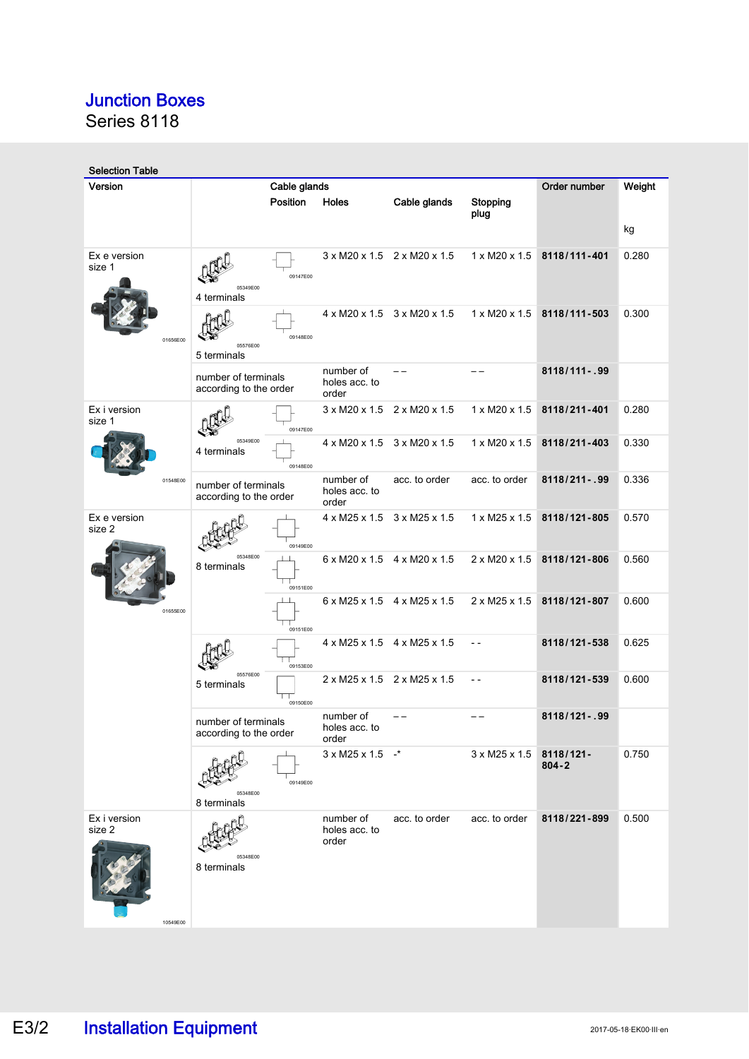# Junction Boxes

Series 8118

**Selection Table**

| Version | Cable glands | Position | Holes | Cable glands | Stopping plug | Order number | Weight kg |
|---|---|---|---|---|---|---|---|
| Ex e version size 1 | 4 terminals | | 3 x M20 x 1.5 | 2 x M20 x 1.5 | 1 x M20 x 1.5 | **8118/111-401** | 0.280 |
| | 5 terminals | | 4 x M20 x 1.5 | 3 x M20 x 1.5 | 1 x M20 x 1.5 | **8118/111-503** | 0.300 |
| | number of terminals according to the order | | number of holes acc. to order | – – | – – | **8118/111-.99** | |
| Ex i version size 1 | 4 terminals | | 3 x M20 x 1.5 | 2 x M20 x 1.5 | 1 x M20 x 1.5 | **8118/211-401** | 0.280 |
| | | | 4 x M20 x 1.5 | 3 x M20 x 1.5 | 1 x M20 x 1.5 | **8118/211-403** | 0.330 |
| | number of terminals according to the order | | number of holes acc. to order | acc. to order | acc. to order | **8118/211-.99** | 0.336 |
| Ex e version size 2 | 8 terminals | | 4 x M25 x 1.5 | 3 x M25 x 1.5 | 1 x M25 x 1.5 | **8118/121-805** | 0.570 |
| | | | 6 x M20 x 1.5 | 4 x M20 x 1.5 | 2 x M20 x 1.5 | **8118/121-806** | 0.560 |
| | | | 6 x M25 x 1.5 | 4 x M25 x 1.5 | 2 x M25 x 1.5 | **8118/121-807** | 0.600 |
| | 5 terminals | | 4 x M25 x 1.5 | 4 x M25 x 1.5 | - - | **8118/121-538** | 0.625 |
| | | | 2 x M25 x 1.5 | 2 x M25 x 1.5 | - - | **8118/121-539** | 0.600 |
| | number of terminals according to the order | | number of holes acc. to order | – – | – – | **8118/121-.99** | |
| | 8 terminals | | 3 x M25 x 1.5 | -* | 3 x M25 x 1.5 | **8118/121-804-2** | 0.750 |
| Ex i version size 2 | 8 terminals | | number of holes acc. to order | acc. to order | acc. to order | **8118/221-899** | 0.500 |

## Installation Equipment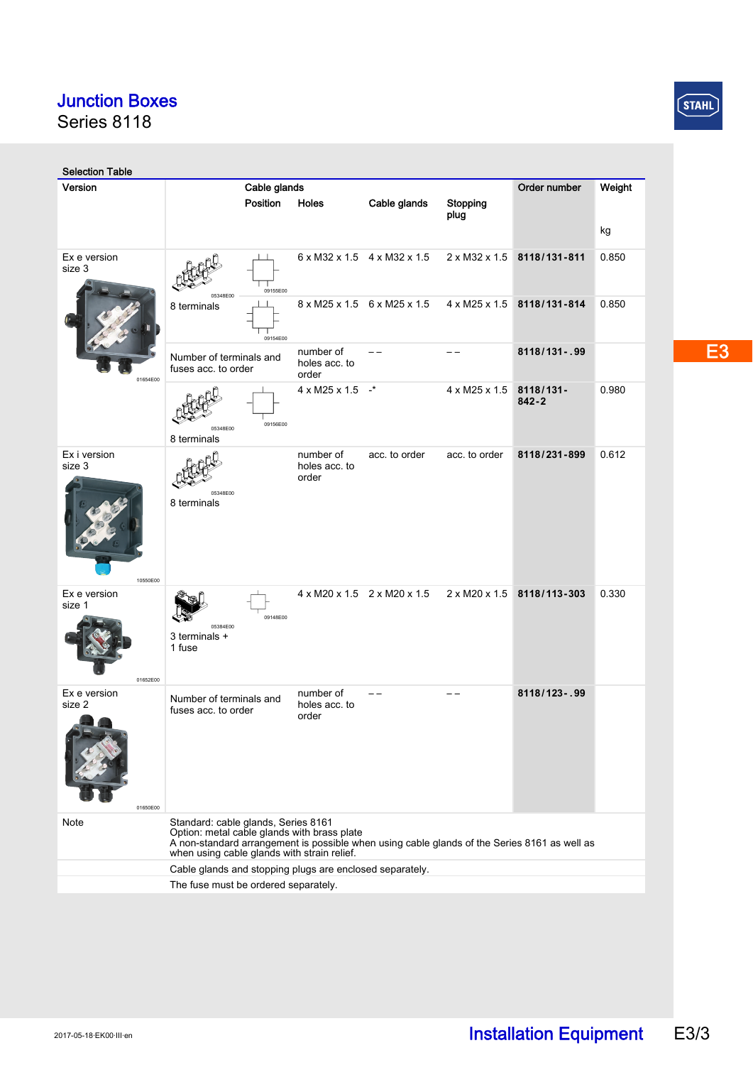# Junction Boxes

Series 8118

E3

Selection Table

| Version | Cable glands | | | | Order number | Weight |
|---|---|---|---|---|---|---|
| | Position | Holes | Cable glands | Stopping plug | | kg |
| Ex e version size 3 | 8 terminals | 6 x M32 x 1.5 | 4 x M32 x 1.5 | 2 x M32 x 1.5 | **8118/131-811** | 0.850 |
| | | 8 x M25 x 1.5 | 6 x M25 x 1.5 | 4 x M25 x 1.5 | **8118/131-814** | 0.850 |
| | Number of terminals and fuses acc. to order | number of holes acc. to order | – – | – – | **8118/131-.99** | |
| | 8 terminals | 4 x M25 x 1.5 | -* | 4 x M25 x 1.5 | **8118/131-842-2** | 0.980 |
| Ex i version size 3 | 8 terminals | number of holes acc. to order | acc. to order | acc. to order | **8118/231-899** | 0.612 |
| Ex e version size 1 | 3 terminals + 1 fuse | 4 x M20 x 1.5 | 2 x M20 x 1.5 | 2 x M20 x 1.5 | **8118/113-303** | 0.330 |
| Ex e version size 2 | Number of terminals and fuses acc. to order | number of holes acc. to order | – – | – – | **8118/123-.99** | |
| Note | Standard: cable glands, Series 8161<br>Option: metal cable glands with brass plate<br>A non-standard arrangement is possible when using cable glands of the Series 8161 as well as when using cable glands with strain relief. | | | | | |
| | Cable glands and stopping plugs are enclosed separately. | | | | | |
| | The fuse must be ordered separately. | | | | | |

2017-05-18·EK00·III·en

Installation Equipment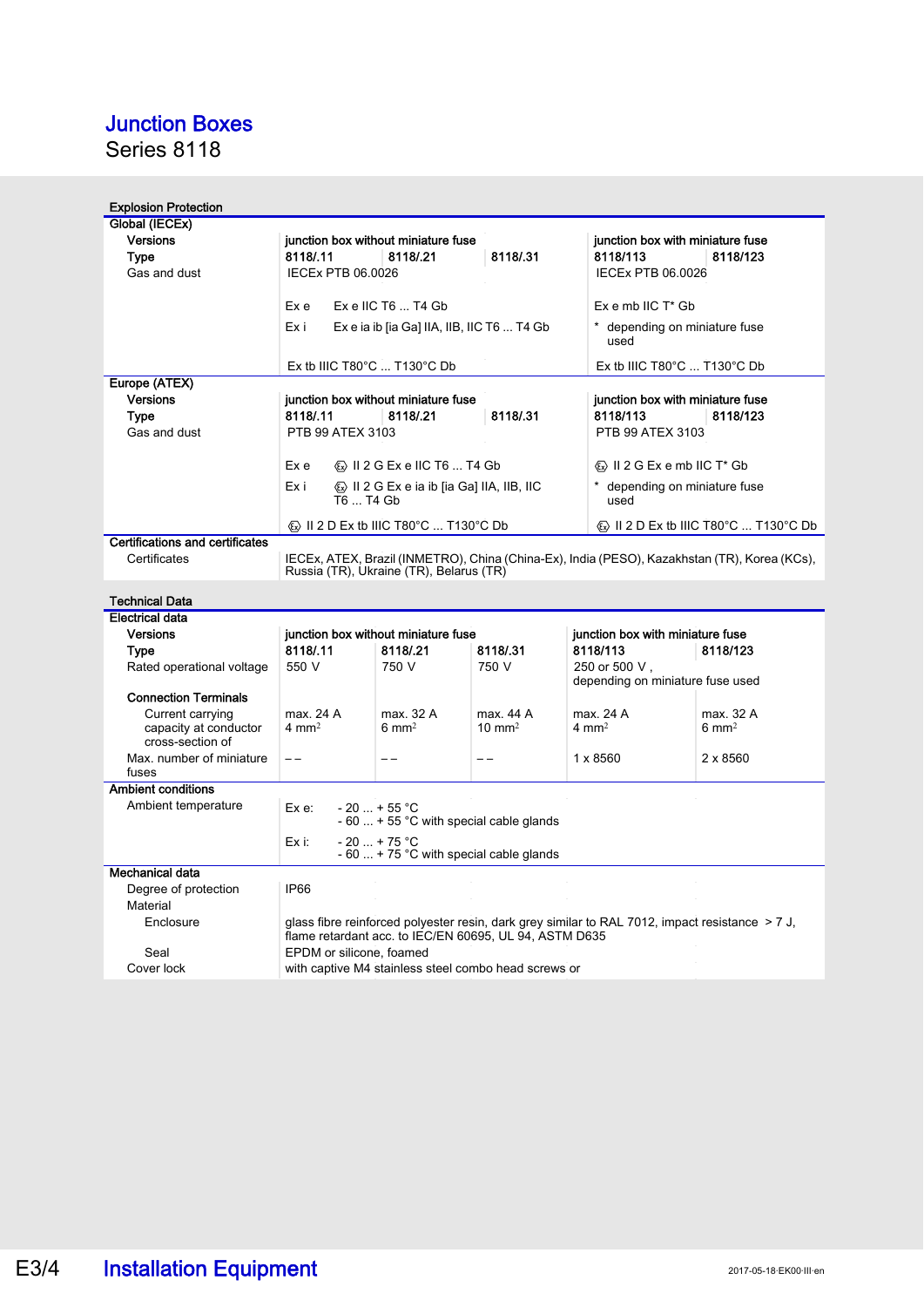# Junction Boxes

Series 8118

## Explosion Protection

| Global (IECEx) | | | | | |
|---|---|---|---|---|---|
| **Versions** | **junction box without miniature fuse** | | | **junction box with miniature fuse** | |
| **Type** | **8118/.11** | **8118/.21** | **8118/.31** | **8118/113** | **8118/123** |
| Gas and dust | IECEx PTB 06.0026 | | | IECEx PTB 06.0026 | |
| | Ex e — Ex e IIC T6 ... T4 Gb | | | Ex e mb IIC T* Gb | |
| | Ex i — Ex e ia ib [ia Ga] IIA, IIB, IIC T6 ... T4 Gb | | | * depending on miniature fuse used | |
| | Ex tb IIIC T80°C ... T130°C Db | | | Ex tb IIIC T80°C ... T130°C Db | |
| **Europe (ATEX)** | | | | | |
| **Versions** | **junction box without miniature fuse** | | | **junction box with miniature fuse** | |
| **Type** | **8118/.11** | **8118/.21** | **8118/.31** | **8118/113** | **8118/123** |
| Gas and dust | PTB 99 ATEX 3103 | | | PTB 99 ATEX 3103 | |
| | Ex e — Ⓔx II 2 G Ex e IIC T6 ... T4 Gb | | | Ⓔx II 2 G Ex e mb IIC T* Gb | |
| | Ex i — Ⓔx II 2 G Ex e ia ib [ia Ga] IIA, IIB, IIC T6 ... T4 Gb | | | * depending on miniature fuse used | |
| | Ⓔx II 2 D Ex tb IIIC T80°C ... T130°C Db | | | Ⓔx II 2 D Ex tb IIIC T80°C ... T130°C Db | |
| **Certifications and certificates** | | | | | |
| Certificates | IECEx, ATEX, Brazil (INMETRO), China (China-Ex), India (PESO), Kazakhstan (TR), Korea (KCs), Russia (TR), Ukraine (TR), Belarus (TR) | | | | |

## Technical Data

| Electrical data | | | | | |
|---|---|---|---|---|---|
| **Versions** | **junction box without miniature fuse** | | | **junction box with miniature fuse** | |
| **Type** | **8118/.11** | **8118/.21** | **8118/.31** | **8118/113** | **8118/123** |
| Rated operational voltage | 550 V | 750 V | 750 V | 250 or 500 V, depending on miniature fuse used | |
| **Connection Terminals** | | | | | |
| Current carrying capacity at conductor cross-section of | max. 24 A 4 mm² | max. 32 A 6 mm² | max. 44 A 10 mm² | max. 24 A 4 mm² | max. 32 A 6 mm² |
| Max. number of miniature fuses | – – | – – | – – | 1 x 8560 | 2 x 8560 |
| **Ambient conditions** | | | | | |
| Ambient temperature | Ex e: - 20 ... + 55 °C; - 60 ... + 55 °C with special cable glands | | | | |
| | Ex i: - 20 ... + 75 °C; - 60 ... + 75 °C with special cable glands | | | | |
| **Mechanical data** | | | | | |
| Degree of protection | IP66 | | | | |
| Material | | | | | |
| Enclosure | glass fibre reinforced polyester resin, dark grey similar to RAL 7012, impact resistance > 7 J, flame retardant acc. to IEC/EN 60695, UL 94, ASTM D635 | | | | |
| Seal | EPDM or silicone, foamed | | | | |
| Cover lock | with captive M4 stainless steel combo head screws or | | | | |

E3/4 Installation Equipment

2017-05-18·EK00·III·en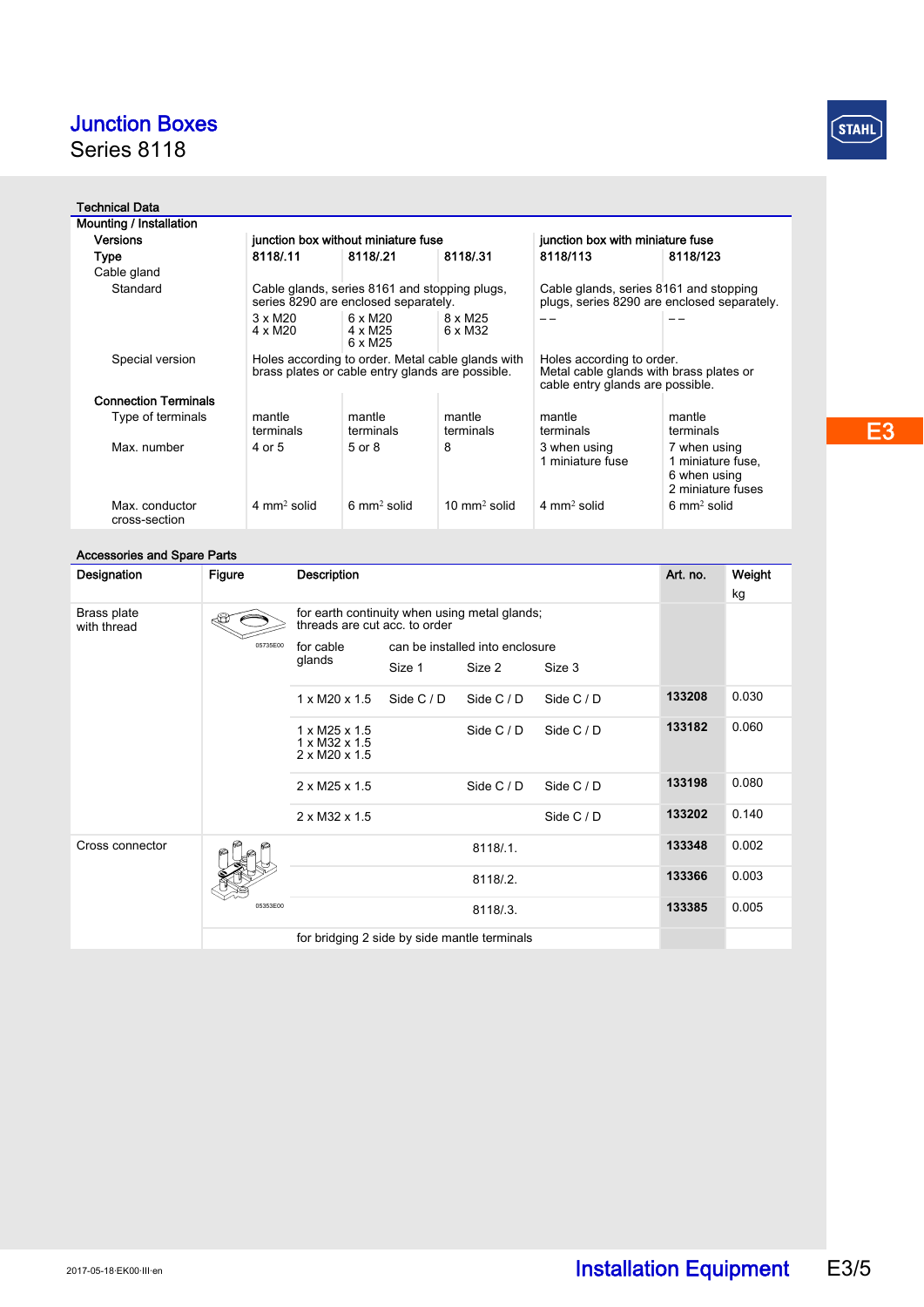# Junction Boxes

Series 8118

## Technical Data

| Mounting / Installation | | | | | |
|---|---|---|---|---|---|
| Versions | junction box without miniature fuse | | | junction box with miniature fuse | |
| Type | **8118/.11** | **8118/.21** | **8118/.31** | **8118/113** | **8118/123** |
| Cable gland | | | | | |
| Standard | Cable glands, series 8161 and stopping plugs, series 8290 are enclosed separately. | | | Cable glands, series 8161 and stopping plugs, series 8290 are enclosed separately. | |
| | 3 x M20<br>4 x M20 | 6 x M20<br>4 x M25<br>6 x M25 | 8 x M25<br>6 x M32 | – – | – – |
| Special version | Holes according to order. Metal cable glands with brass plates or cable entry glands are possible. | | | Holes according to order.<br>Metal cable glands with brass plates or cable entry glands are possible. | |
| **Connection Terminals** | | | | | |
| Type of terminals | mantle terminals | mantle terminals | mantle terminals | mantle terminals | mantle terminals |
| Max. number | 4 or 5 | 5 or 8 | 8 | 3 when using 1 miniature fuse | 7 when using 1 miniature fuse,<br>6 when using 2 miniature fuses |
| Max. conductor cross-section | 4 mm² solid | 6 mm² solid | 10 mm² solid | 4 mm² solid | 6 mm² solid |

## Accessories and Spare Parts

| Designation | Figure | Description | | | | Art. no. | Weight kg |
|---|---|---|---|---|---|---|---|
| Brass plate with thread | 05735E00 | for earth continuity when using metal glands; threads are cut acc. to order | | | | | |
| | | for cable glands | can be installed into enclosure | | | | |
| | | | Size 1 | Size 2 | Size 3 | | |
| | | 1 x M20 x 1.5 | Side C / D | Side C / D | Side C / D | **133208** | 0.030 |
| | | 1 x M25 x 1.5<br>1 x M32 x 1.5<br>2 x M20 x 1.5 | | Side C / D | Side C / D | **133182** | 0.060 |
| | | 2 x M25 x 1.5 | | Side C / D | Side C / D | **133198** | 0.080 |
| | | 2 x M32 x 1.5 | | | Side C / D | **133202** | 0.140 |
| Cross connector | 05353E00 | 8118/.1. | | | | **133348** | 0.002 |
| | | 8118/.2. | | | | **133366** | 0.003 |
| | | 8118/.3. | | | | **133385** | 0.005 |
| | | for bridging 2 side by side mantle terminals | | | | | |

2017-05-18·EK00·III·en

Installation Equipment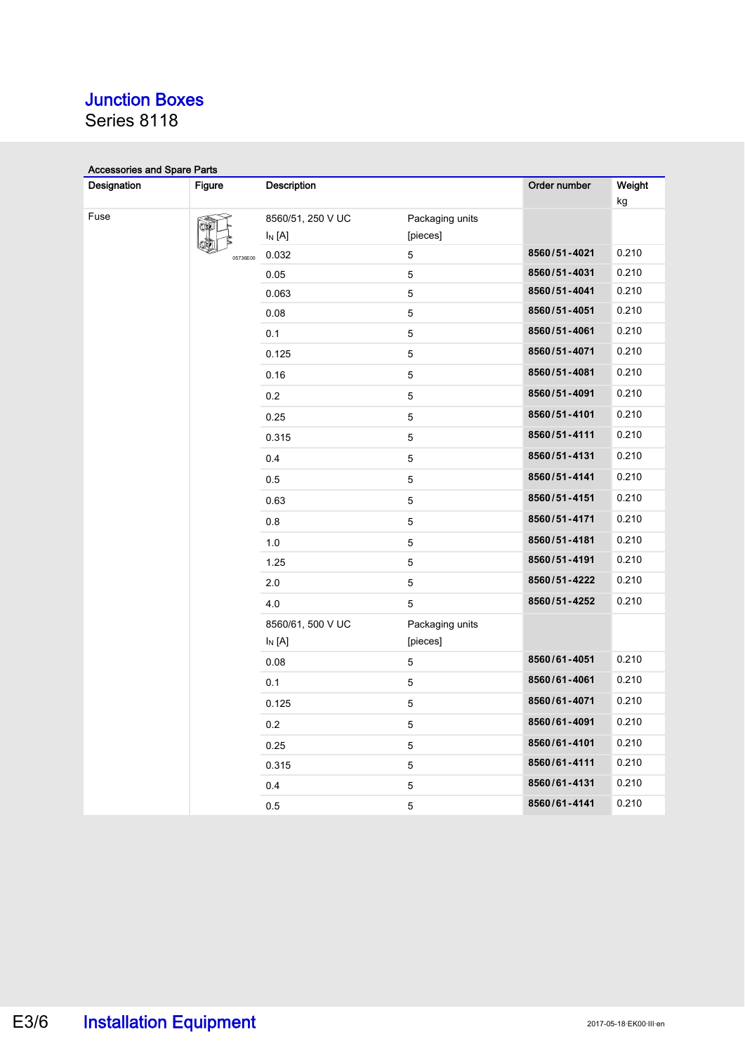# Junction Boxes

Series 8118

Accessories and Spare Parts

| Designation | Figure | Description | | Order number | Weight kg |
|---|---|---|---|---|---|
| Fuse | 05736E00 | 8560/51, 250 V UC $I_N$ [A] | Packaging units [pieces] | | |
| | | 0.032 | 5 | **8560/51-4021** | 0.210 |
| | | 0.05 | 5 | **8560/51-4031** | 0.210 |
| | | 0.063 | 5 | **8560/51-4041** | 0.210 |
| | | 0.08 | 5 | **8560/51-4051** | 0.210 |
| | | 0.1 | 5 | **8560/51-4061** | 0.210 |
| | | 0.125 | 5 | **8560/51-4071** | 0.210 |
| | | 0.16 | 5 | **8560/51-4081** | 0.210 |
| | | 0.2 | 5 | **8560/51-4091** | 0.210 |
| | | 0.25 | 5 | **8560/51-4101** | 0.210 |
| | | 0.315 | 5 | **8560/51-4111** | 0.210 |
| | | 0.4 | 5 | **8560/51-4131** | 0.210 |
| | | 0.5 | 5 | **8560/51-4141** | 0.210 |
| | | 0.63 | 5 | **8560/51-4151** | 0.210 |
| | | 0.8 | 5 | **8560/51-4171** | 0.210 |
| | | 1.0 | 5 | **8560/51-4181** | 0.210 |
| | | 1.25 | 5 | **8560/51-4191** | 0.210 |
| | | 2.0 | 5 | **8560/51-4222** | 0.210 |
| | | 4.0 | 5 | **8560/51-4252** | 0.210 |
| | | 8560/61, 500 V UC $I_N$ [A] | Packaging units [pieces] | | |
| | | 0.08 | 5 | **8560/61-4051** | 0.210 |
| | | 0.1 | 5 | **8560/61-4061** | 0.210 |
| | | 0.125 | 5 | **8560/61-4071** | 0.210 |
| | | 0.2 | 5 | **8560/61-4091** | 0.210 |
| | | 0.25 | 5 | **8560/61-4101** | 0.210 |
| | | 0.315 | 5 | **8560/61-4111** | 0.210 |
| | | 0.4 | 5 | **8560/61-4131** | 0.210 |
| | | 0.5 | 5 | **8560/61-4141** | 0.210 |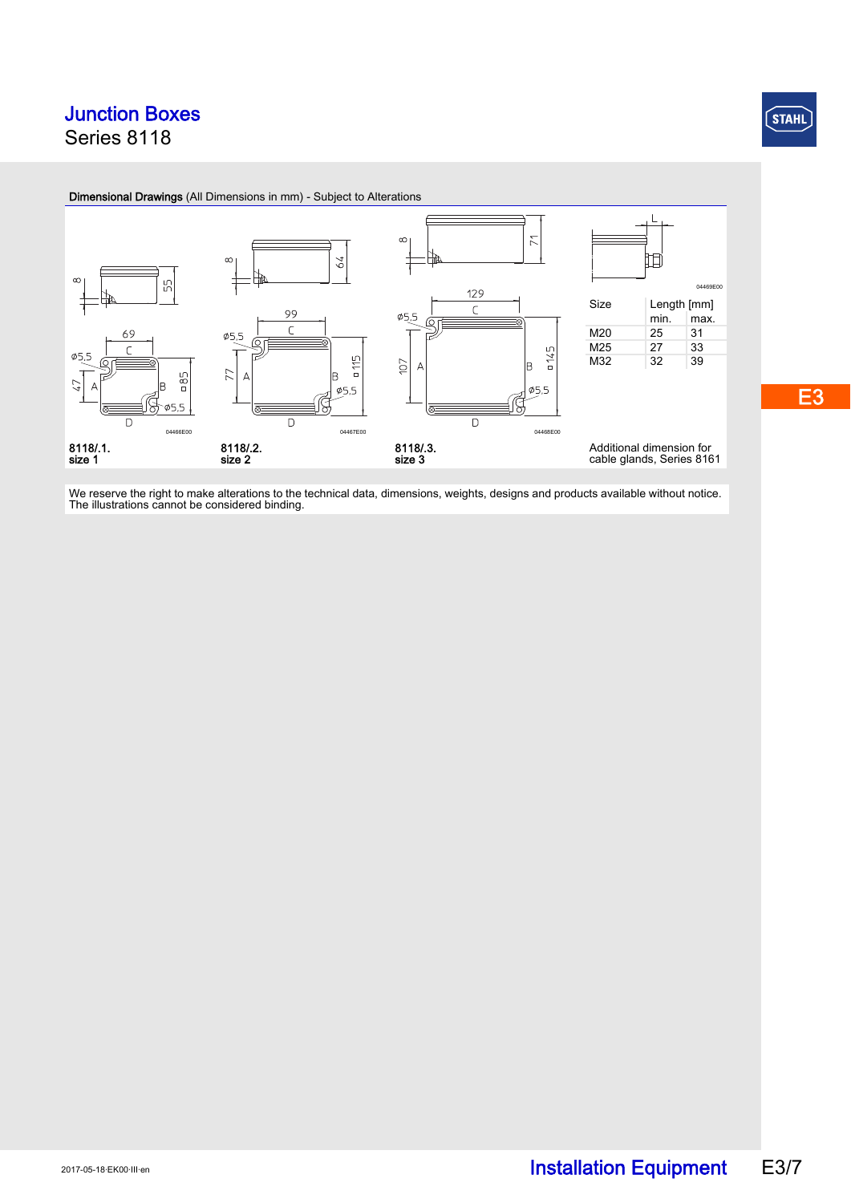# Junction Boxes

Series 8118

**Dimensional Drawings** (All Dimensions in mm) - Subject to Alterations

8
55
69
C
ø5,5
47
A
B
85
ø5,5
D
04466E00

**8118/.1.**
**size 1**

8
64
99
C
ø5,5
77
A
B
115
ø5,5
D
04467E00

**8118/.2.**
**size 2**

8
71
129
C
ø5,5
107
A
B
145
ø5,5
D
04468E00

**8118/.3.**
**size 3**

L
04469E00

| Size | Length [mm] | |
|---|---|---|
| | min. | max. |
| M20 | 25 | 31 |
| M25 | 27 | 33 |
| M32 | 32 | 39 |

Additional dimension for cable glands, Series 8161

We reserve the right to make alterations to the technical data, dimensions, weights, designs and products available without notice. The illustrations cannot be considered binding.